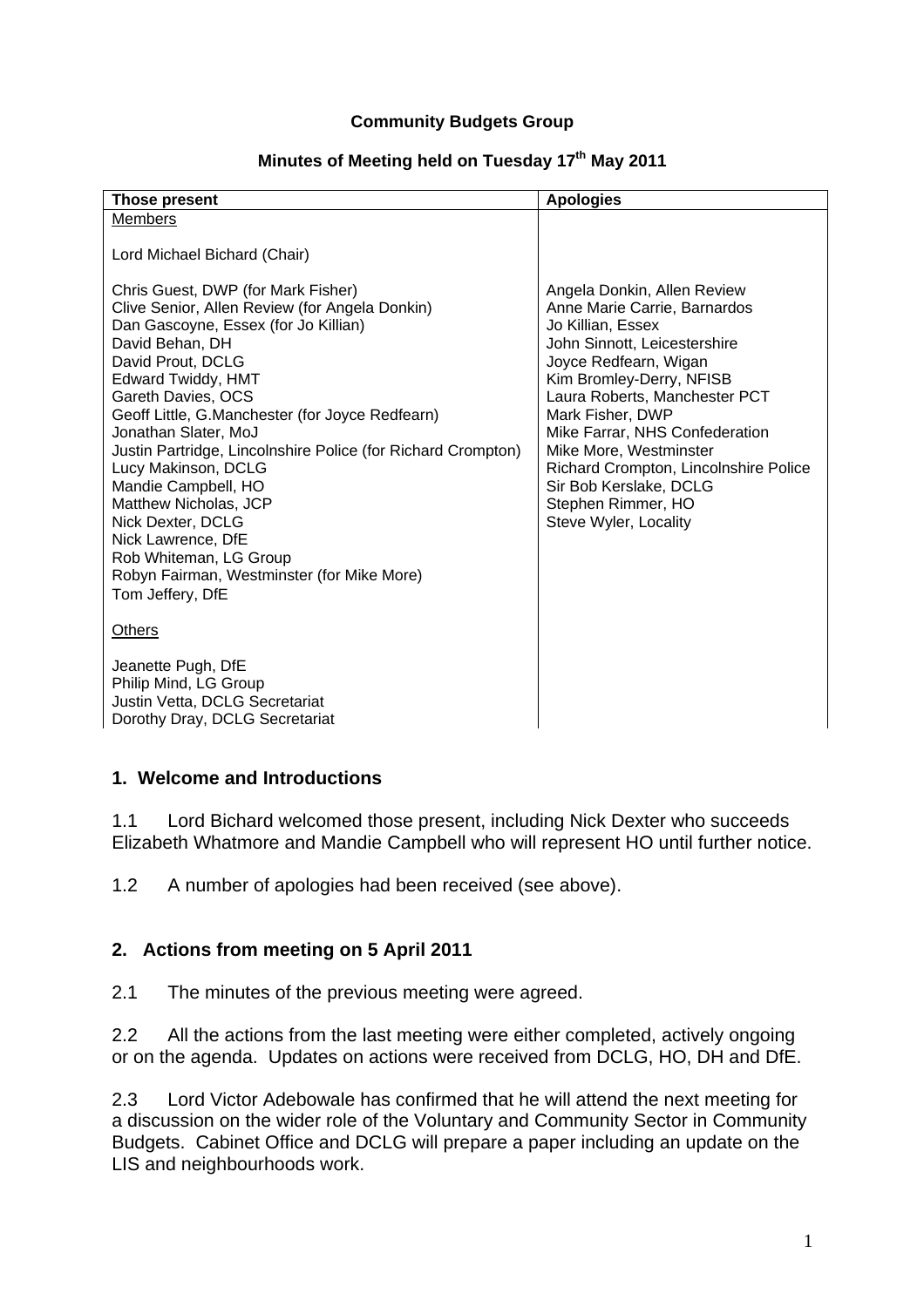**Community Budgets Group**

**Minutes of Meeting held on Tuesday 17th May 2011**

| Those present | Apologies |
|---|---|
| Members<br><br>Lord Michael Bichard (Chair)<br><br>Chris Guest, DWP (for Mark Fisher)<br>Clive Senior, Allen Review (for Angela Donkin)<br>Dan Gascoyne, Essex (for Jo Killian)<br>David Behan, DH<br>David Prout, DCLG<br>Edward Twiddy, HMT<br>Gareth Davies, OCS<br>Geoff Little, G.Manchester (for Joyce Redfearn)<br>Jonathan Slater, MoJ<br>Justin Partridge, Lincolnshire Police (for Richard Crompton)<br>Lucy Makinson, DCLG<br>Mandie Campbell, HO<br>Matthew Nicholas, JCP<br>Nick Dexter, DCLG<br>Nick Lawrence, DfE<br>Rob Whiteman, LG Group<br>Robyn Fairman, Westminster (for Mike More)<br>Tom Jeffery, DfE<br><br>Others<br><br>Jeanette Pugh, DfE<br>Philip Mind, LG Group<br>Justin Vetta, DCLG Secretariat<br>Dorothy Dray, DCLG Secretariat | Angela Donkin, Allen Review<br>Anne Marie Carrie, Barnardos<br>Jo Killian, Essex<br>John Sinnott, Leicestershire<br>Joyce Redfearn, Wigan<br>Kim Bromley-Derry, NFISB<br>Laura Roberts, Manchester PCT<br>Mark Fisher, DWP<br>Mike Farrar, NHS Confederation<br>Mike More, Westminster<br>Richard Crompton, Lincolnshire Police<br>Sir Bob Kerslake, DCLG<br>Stephen Rimmer, HO<br>Steve Wyler, Locality |

## 1. Welcome and Introductions

1.1 Lord Bichard welcomed those present, including Nick Dexter who succeeds Elizabeth Whatmore and Mandie Campbell who will represent HO until further notice.

1.2 A number of apologies had been received (see above).

## 2. Actions from meeting on 5 April 2011

2.1 The minutes of the previous meeting were agreed.

2.2 All the actions from the last meeting were either completed, actively ongoing or on the agenda. Updates on actions were received from DCLG, HO, DH and DfE.

2.3 Lord Victor Adebowale has confirmed that he will attend the next meeting for a discussion on the wider role of the Voluntary and Community Sector in Community Budgets. Cabinet Office and DCLG will prepare a paper including an update on the LIS and neighbourhoods work.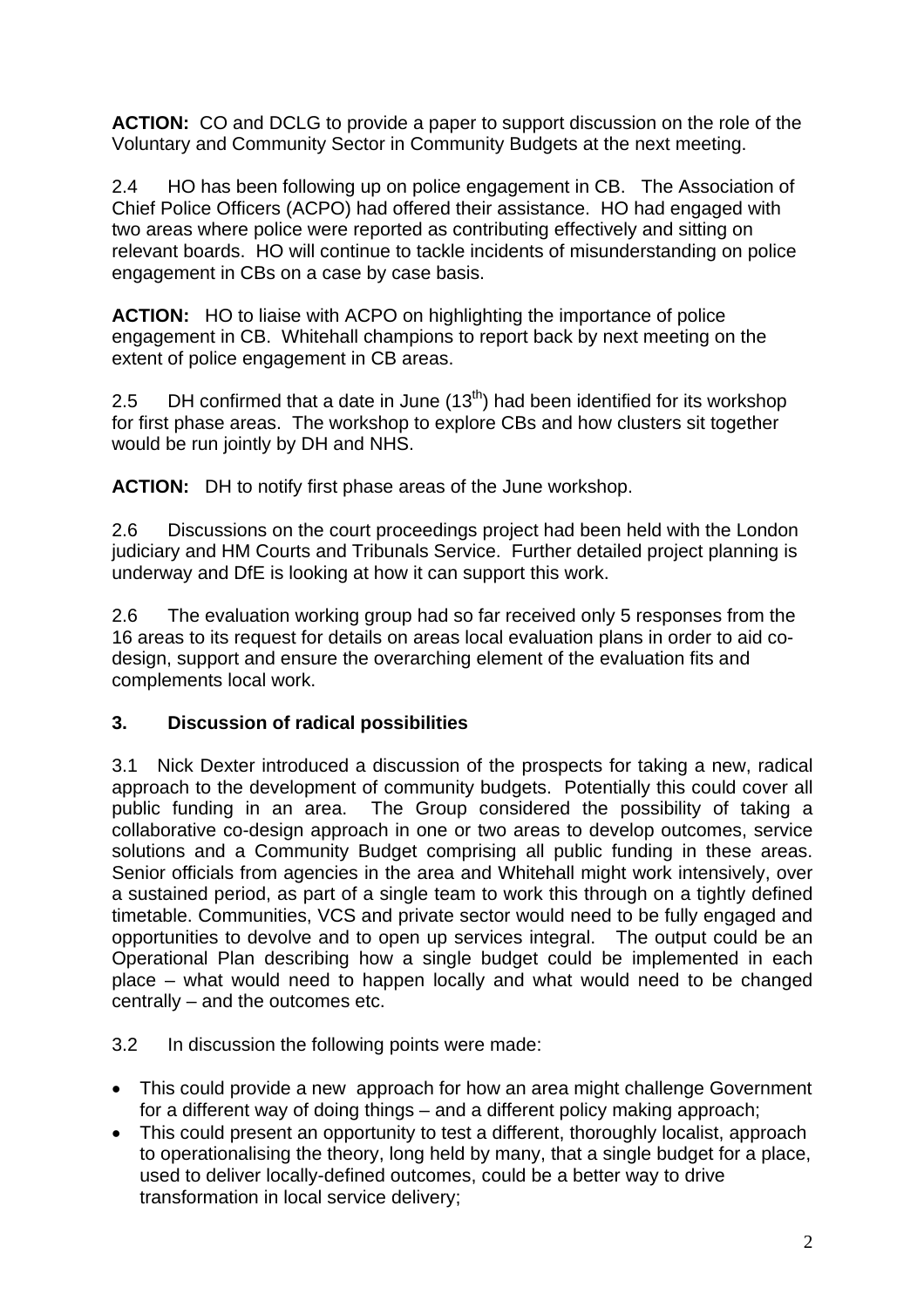**ACTION:** CO and DCLG to provide a paper to support discussion on the role of the Voluntary and Community Sector in Community Budgets at the next meeting.

2.4 HO has been following up on police engagement in CB. The Association of Chief Police Officers (ACPO) had offered their assistance. HO had engaged with two areas where police were reported as contributing effectively and sitting on relevant boards. HO will continue to tackle incidents of misunderstanding on police engagement in CBs on a case by case basis.

**ACTION:** HO to liaise with ACPO on highlighting the importance of police engagement in CB. Whitehall champions to report back by next meeting on the extent of police engagement in CB areas.

2.5 DH confirmed that a date in June (13th) had been identified for its workshop for first phase areas. The workshop to explore CBs and how clusters sit together would be run jointly by DH and NHS.

**ACTION:** DH to notify first phase areas of the June workshop.

2.6 Discussions on the court proceedings project had been held with the London judiciary and HM Courts and Tribunals Service. Further detailed project planning is underway and DfE is looking at how it can support this work.

2.6 The evaluation working group had so far received only 5 responses from the 16 areas to its request for details on areas local evaluation plans in order to aid co-design, support and ensure the overarching element of the evaluation fits and complements local work.

## 3. Discussion of radical possibilities

3.1 Nick Dexter introduced a discussion of the prospects for taking a new, radical approach to the development of community budgets. Potentially this could cover all public funding in an area. The Group considered the possibility of taking a collaborative co-design approach in one or two areas to develop outcomes, service solutions and a Community Budget comprising all public funding in these areas. Senior officials from agencies in the area and Whitehall might work intensively, over a sustained period, as part of a single team to work this through on a tightly defined timetable. Communities, VCS and private sector would need to be fully engaged and opportunities to devolve and to open up services integral. The output could be an Operational Plan describing how a single budget could be implemented in each place – what would need to happen locally and what would need to be changed centrally – and the outcomes etc.

3.2 In discussion the following points were made:

- This could provide a new approach for how an area might challenge Government for a different way of doing things – and a different policy making approach;
- This could present an opportunity to test a different, thoroughly localist, approach to operationalising the theory, long held by many, that a single budget for a place, used to deliver locally-defined outcomes, could be a better way to drive transformation in local service delivery;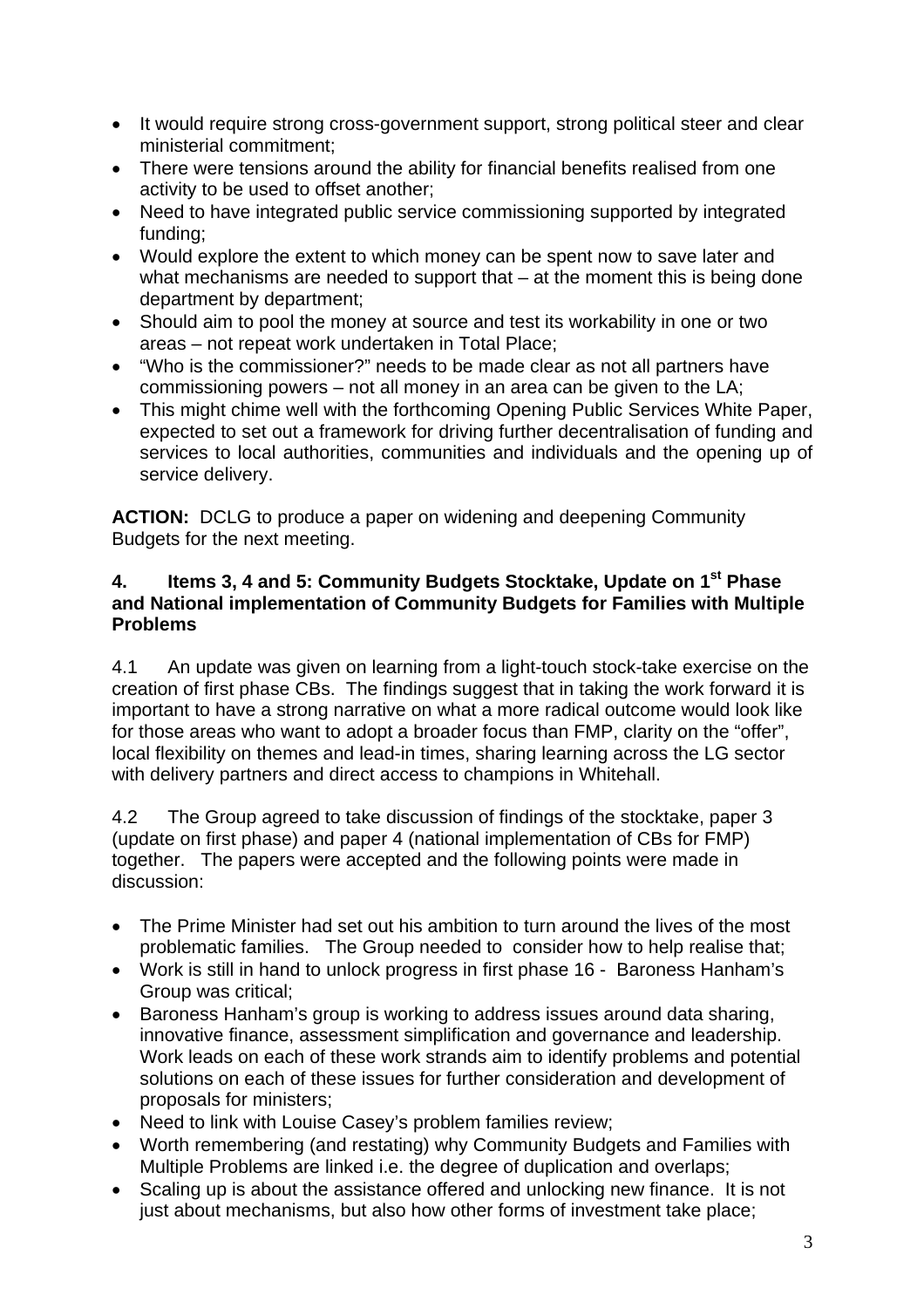- It would require strong cross-government support, strong political steer and clear ministerial commitment;
- There were tensions around the ability for financial benefits realised from one activity to be used to offset another;
- Need to have integrated public service commissioning supported by integrated funding;
- Would explore the extent to which money can be spent now to save later and what mechanisms are needed to support that – at the moment this is being done department by department;
- Should aim to pool the money at source and test its workability in one or two areas – not repeat work undertaken in Total Place;
- "Who is the commissioner?" needs to be made clear as not all partners have commissioning powers – not all money in an area can be given to the LA;
- This might chime well with the forthcoming Opening Public Services White Paper, expected to set out a framework for driving further decentralisation of funding and services to local authorities, communities and individuals and the opening up of service delivery.

**ACTION:** DCLG to produce a paper on widening and deepening Community Budgets for the next meeting.

## 4. Items 3, 4 and 5: Community Budgets Stocktake, Update on 1st Phase and National implementation of Community Budgets for Families with Multiple Problems

4.1 An update was given on learning from a light-touch stock-take exercise on the creation of first phase CBs. The findings suggest that in taking the work forward it is important to have a strong narrative on what a more radical outcome would look like for those areas who want to adopt a broader focus than FMP, clarity on the "offer", local flexibility on themes and lead-in times, sharing learning across the LG sector with delivery partners and direct access to champions in Whitehall.

4.2 The Group agreed to take discussion of findings of the stocktake, paper 3 (update on first phase) and paper 4 (national implementation of CBs for FMP) together. The papers were accepted and the following points were made in discussion:

- The Prime Minister had set out his ambition to turn around the lives of the most problematic families. The Group needed to consider how to help realise that;
- Work is still in hand to unlock progress in first phase 16 - Baroness Hanham's Group was critical;
- Baroness Hanham's group is working to address issues around data sharing, innovative finance, assessment simplification and governance and leadership. Work leads on each of these work strands aim to identify problems and potential solutions on each of these issues for further consideration and development of proposals for ministers;
- Need to link with Louise Casey's problem families review;
- Worth remembering (and restating) why Community Budgets and Families with Multiple Problems are linked i.e. the degree of duplication and overlaps;
- Scaling up is about the assistance offered and unlocking new finance. It is not just about mechanisms, but also how other forms of investment take place;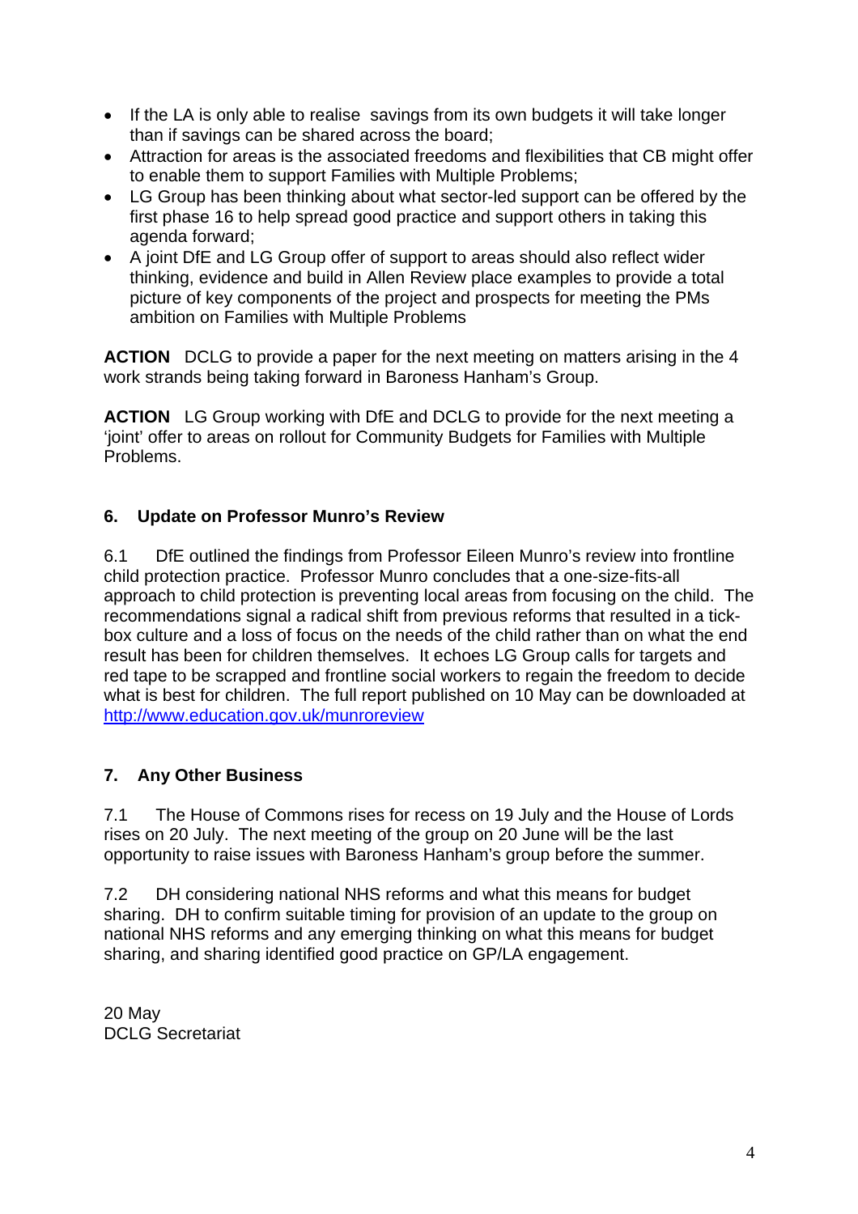- If the LA is only able to realise savings from its own budgets it will take longer than if savings can be shared across the board;
- Attraction for areas is the associated freedoms and flexibilities that CB might offer to enable them to support Families with Multiple Problems;
- LG Group has been thinking about what sector-led support can be offered by the first phase 16 to help spread good practice and support others in taking this agenda forward;
- A joint DfE and LG Group offer of support to areas should also reflect wider thinking, evidence and build in Allen Review place examples to provide a total picture of key components of the project and prospects for meeting the PMs ambition on Families with Multiple Problems

**ACTION** DCLG to provide a paper for the next meeting on matters arising in the 4 work strands being taking forward in Baroness Hanham's Group.

**ACTION** LG Group working with DfE and DCLG to provide for the next meeting a 'joint' offer to areas on rollout for Community Budgets for Families with Multiple Problems.

## 6. Update on Professor Munro's Review

6.1 DfE outlined the findings from Professor Eileen Munro's review into frontline child protection practice. Professor Munro concludes that a one-size-fits-all approach to child protection is preventing local areas from focusing on the child. The recommendations signal a radical shift from previous reforms that resulted in a tick-box culture and a loss of focus on the needs of the child rather than on what the end result has been for children themselves. It echoes LG Group calls for targets and red tape to be scrapped and frontline social workers to regain the freedom to decide what is best for children. The full report published on 10 May can be downloaded at http://www.education.gov.uk/munroreview

## 7. Any Other Business

7.1 The House of Commons rises for recess on 19 July and the House of Lords rises on 20 July. The next meeting of the group on 20 June will be the last opportunity to raise issues with Baroness Hanham's group before the summer.

7.2 DH considering national NHS reforms and what this means for budget sharing. DH to confirm suitable timing for provision of an update to the group on national NHS reforms and any emerging thinking on what this means for budget sharing, and sharing identified good practice on GP/LA engagement.

20 May
DCLG Secretariat